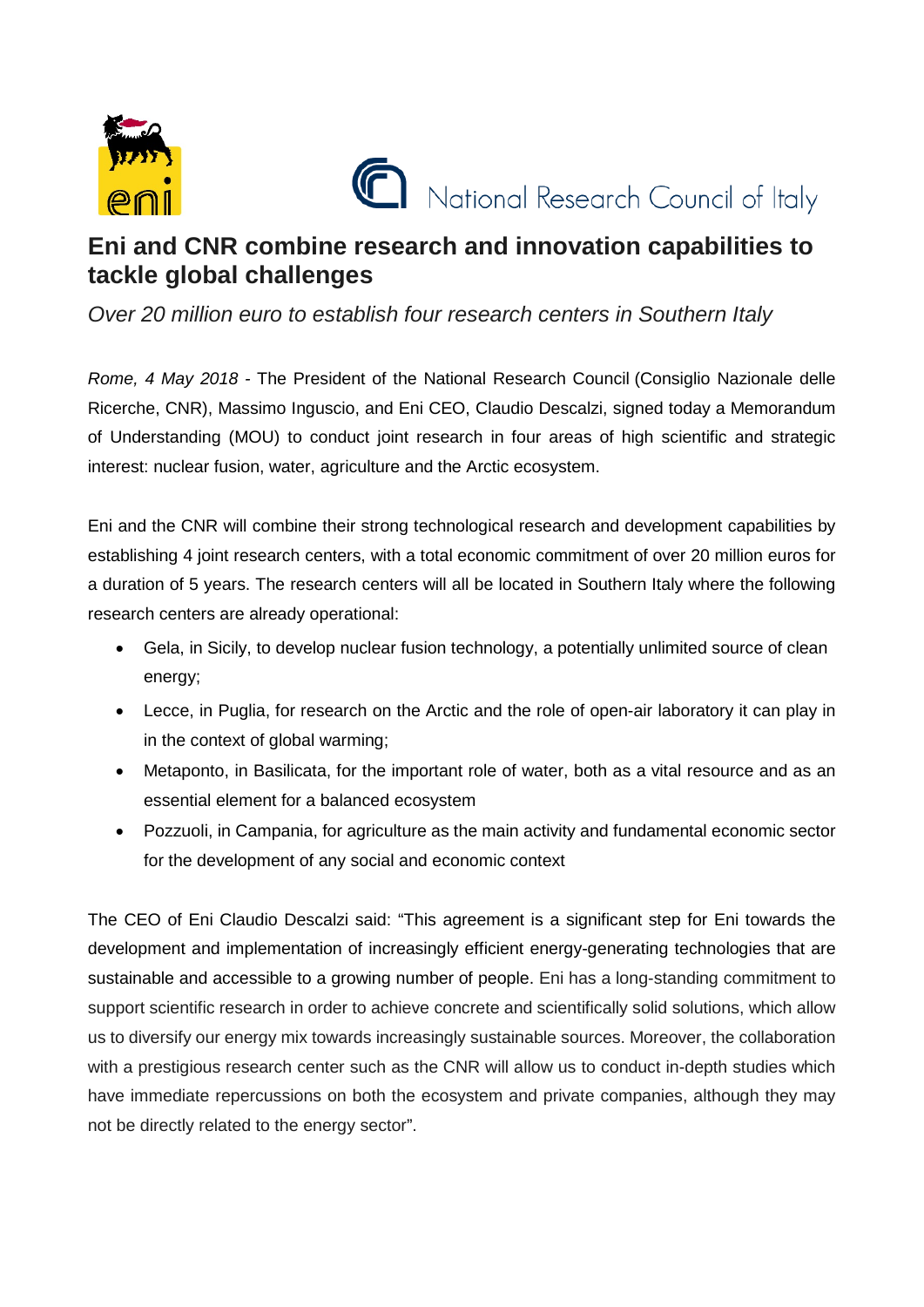# Eni and CNR combine research and innovation capabilities to tackle global challenges

*Over 20 million euro to establish four research centers in Southern Italy*

*Rome, 4 May 2018* - The President of the National Research Council (Consiglio Nazionale delle Ricerche, CNR), Massimo Inguscio, and Eni CEO, Claudio Descalzi, signed today a Memorandum of Understanding (MOU) to conduct joint research in four areas of high scientific and strategic interest: nuclear fusion, water, agriculture and the Arctic ecosystem.

Eni and the CNR will combine their strong technological research and development capabilities by establishing 4 joint research centers, with a total economic commitment of over 20 million euros for a duration of 5 years. The research centers will all be located in Southern Italy where the following research centers are already operational:

- Gela, in Sicily, to develop nuclear fusion technology, a potentially unlimited source of clean energy;
- Lecce, in Puglia, for research on the Arctic and the role of open-air laboratory it can play in in the context of global warming;
- Metaponto, in Basilicata, for the important role of water, both as a vital resource and as an essential element for a balanced ecosystem
- Pozzuoli, in Campania, for agriculture as the main activity and fundamental economic sector for the development of any social and economic context

The CEO of Eni Claudio Descalzi said: “This agreement is a significant step for Eni towards the development and implementation of increasingly efficient energy-generating technologies that are sustainable and accessible to a growing number of people. Eni has a long-standing commitment to support scientific research in order to achieve concrete and scientifically solid solutions, which allow us to diversify our energy mix towards increasingly sustainable sources. Moreover, the collaboration with a prestigious research center such as the CNR will allow us to conduct in-depth studies which have immediate repercussions on both the ecosystem and private companies, although they may not be directly related to the energy sector”.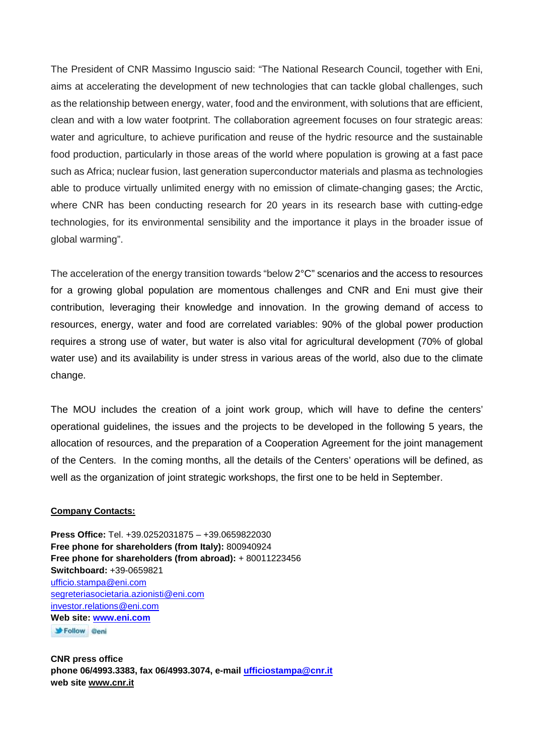The President of CNR Massimo Inguscio said: "The National Research Council, together with Eni, aims at accelerating the development of new technologies that can tackle global challenges, such as the relationship between energy, water, food and the environment, with solutions that are efficient, clean and with a low water footprint. The collaboration agreement focuses on four strategic areas: water and agriculture, to achieve purification and reuse of the hydric resource and the sustainable food production, particularly in those areas of the world where population is growing at a fast pace such as Africa; nuclear fusion, last generation superconductor materials and plasma as technologies able to produce virtually unlimited energy with no emission of climate-changing gases; the Arctic, where CNR has been conducting research for 20 years in its research base with cutting-edge technologies, for its environmental sensibility and the importance it plays in the broader issue of global warming".

The acceleration of the energy transition towards "below 2°C" scenarios and the access to resources for a growing global population are momentous challenges and CNR and Eni must give their contribution, leveraging their knowledge and innovation. In the growing demand of access to resources, energy, water and food are correlated variables: 90% of the global power production requires a strong use of water, but water is also vital for agricultural development (70% of global water use) and its availability is under stress in various areas of the world, also due to the climate change.

The MOU includes the creation of a joint work group, which will have to define the centers' operational guidelines, the issues and the projects to be developed in the following 5 years, the allocation of resources, and the preparation of a Cooperation Agreement for the joint management of the Centers. In the coming months, all the details of the Centers' operations will be defined, as well as the organization of joint strategic workshops, the first one to be held in September.

**Company Contacts:**

**Press Office:** Tel. +39.0252031875 – +39.0659822030
**Free phone for shareholders (from Italy):** 800940924
**Free phone for shareholders (from abroad):** + 80011223456
**Switchboard:** +39-0659821
ufficio.stampa@eni.com
segreteriasocietaria.azionisti@eni.com
investor.relations@eni.com
**Web site: www.eni.com**
Follow @eni

**CNR press office**
**phone 06/4993.3383, fax 06/4993.3074, e-mail ufficiostampa@cnr.it**
**web site www.cnr.it**